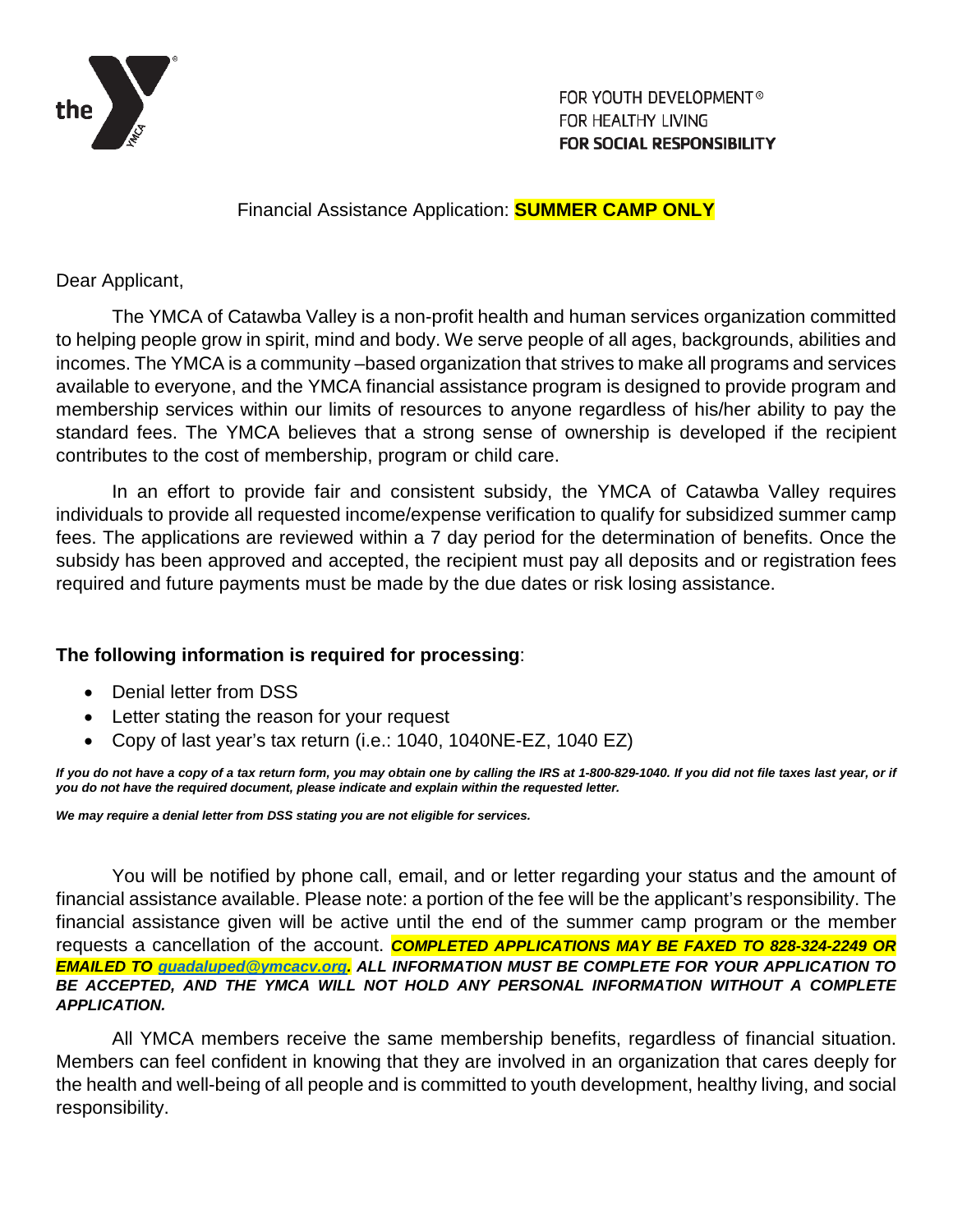FOR YOUTH DEVELOPMENT®
FOR HEALTHY LIVING
**FOR SOCIAL RESPONSIBILITY**

# Financial Assistance Application: **SUMMER CAMP ONLY**

Dear Applicant,

The YMCA of Catawba Valley is a non-profit health and human services organization committed to helping people grow in spirit, mind and body. We serve people of all ages, backgrounds, abilities and incomes. The YMCA is a community –based organization that strives to make all programs and services available to everyone, and the YMCA financial assistance program is designed to provide program and membership services within our limits of resources to anyone regardless of his/her ability to pay the standard fees. The YMCA believes that a strong sense of ownership is developed if the recipient contributes to the cost of membership, program or child care.

In an effort to provide fair and consistent subsidy, the YMCA of Catawba Valley requires individuals to provide all requested income/expense verification to qualify for subsidized summer camp fees. The applications are reviewed within a 7 day period for the determination of benefits. Once the subsidy has been approved and accepted, the recipient must pay all deposits and or registration fees required and future payments must be made by the due dates or risk losing assistance.

**The following information is required for processing**:

- Denial letter from DSS
- Letter stating the reason for your request
- Copy of last year's tax return (i.e.: 1040, 1040NE-EZ, 1040 EZ)

***If you do not have a copy of a tax return form, you may obtain one by calling the IRS at 1-800-829-1040. If you did not file taxes last year, or if you do not have the required document, please indicate and explain within the requested letter.***

***We may require a denial letter from DSS stating you are not eligible for services.***

You will be notified by phone call, email, and or letter regarding your status and the amount of financial assistance available. Please note: a portion of the fee will be the applicant's responsibility. The financial assistance given will be active until the end of the summer camp program or the member requests a cancellation of the account. ***COMPLETED APPLICATIONS MAY BE FAXED TO 828-324-2249 OR EMAILED TO guadaluped@ymcacv.org. ALL INFORMATION MUST BE COMPLETE FOR YOUR APPLICATION TO BE ACCEPTED, AND THE YMCA WILL NOT HOLD ANY PERSONAL INFORMATION WITHOUT A COMPLETE APPLICATION.***

All YMCA members receive the same membership benefits, regardless of financial situation. Members can feel confident in knowing that they are involved in an organization that cares deeply for the health and well-being of all people and is committed to youth development, healthy living, and social responsibility.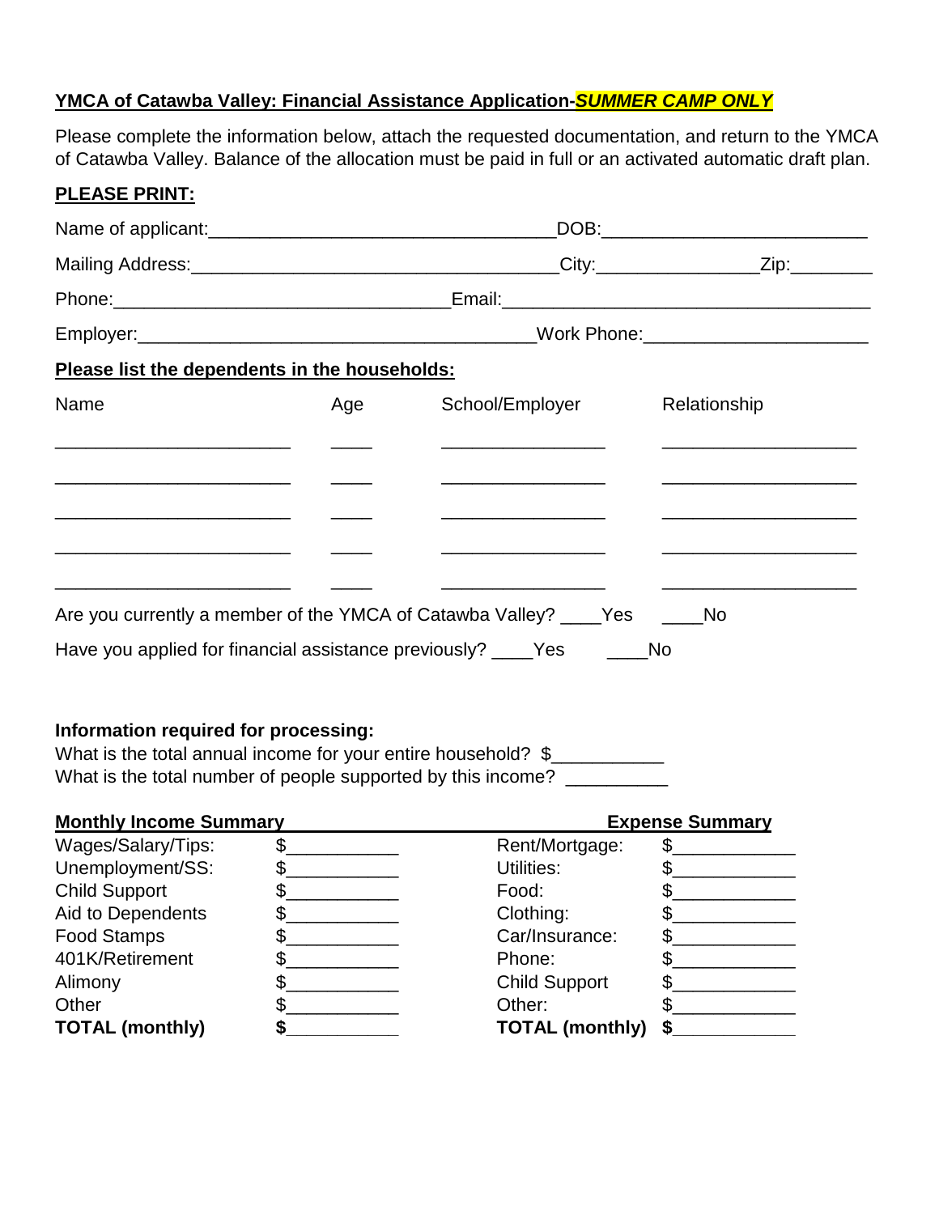**YMCA of Catawba Valley: Financial Assistance Application-*SUMMER CAMP ONLY***

Please complete the information below, attach the requested documentation, and return to the YMCA of Catawba Valley. Balance of the allocation must be paid in full or an activated automatic draft plan.

**PLEASE PRINT:**

Name of applicant:_________________________________DOB:__________________________

Mailing Address:___________________________________City:_______________Zip:________

Phone:________________________________Email:____________________________________

Employer:______________________________________Work Phone:______________________

**Please list the dependents in the households:**

| Name | Age | School/Employer | Relationship |
| --- | --- | --- | --- |
| | | | |
| | | | |
| | | | |
| | | | |
| | | | |

Are you currently a member of the YMCA of Catawba Valley? ____Yes ____No

Have you applied for financial assistance previously? ____Yes ____No

**Information required for processing:**

What is the total annual income for your entire household? $__________

What is the total number of people supported by this income? __________

| Monthly Income Summary | | Expense Summary | |
| --- | --- | --- | --- |
| Wages/Salary/Tips: | $__________ | Rent/Mortgage: | $__________ |
| Unemployment/SS: | $__________ | Utilities: | $__________ |
| Child Support | $__________ | Food: | $__________ |
| Aid to Dependents | $__________ | Clothing: | $__________ |
| Food Stamps | $__________ | Car/Insurance: | $__________ |
| 401K/Retirement | $__________ | Phone: | $__________ |
| Alimony | $__________ | Child Support | $__________ |
| Other | $__________ | Other: | $__________ |
| **TOTAL (monthly)** | **$__________** | **TOTAL (monthly)** | **$__________** |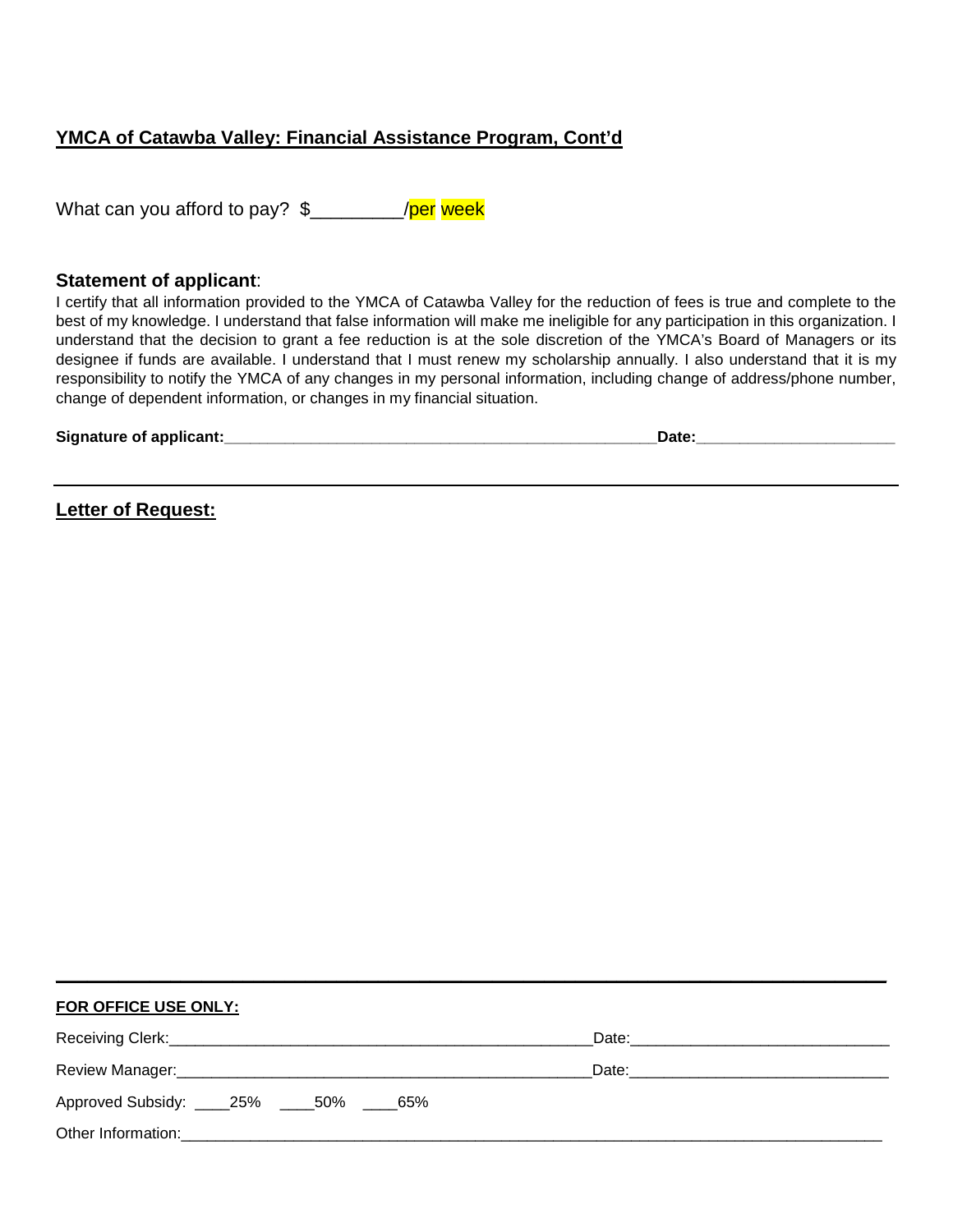## YMCA of Catawba Valley: Financial Assistance Program, Cont'd

What can you afford to pay? $_________/per week

### Statement of applicant:

I certify that all information provided to the YMCA of Catawba Valley for the reduction of fees is true and complete to the best of my knowledge. I understand that false information will make me ineligible for any participation in this organization. I understand that the decision to grant a fee reduction is at the sole discretion of the YMCA's Board of Managers or its designee if funds are available. I understand that I must renew my scholarship annually. I also understand that it is my responsibility to notify the YMCA of any changes in my personal information, including change of address/phone number, change of dependent information, or changes in my financial situation.

**Signature of applicant:**_____________________________________________________**Date:**_______________________

---

## Letter of Request:

---

**FOR OFFICE USE ONLY:**

Receiving Clerk:____________________________________________________Date:______________________________

Review Manager:___________________________________________________Date:______________________________

Approved Subsidy: ____25% ____50% ____65%

Other Information:_____________________________________________________________________________________